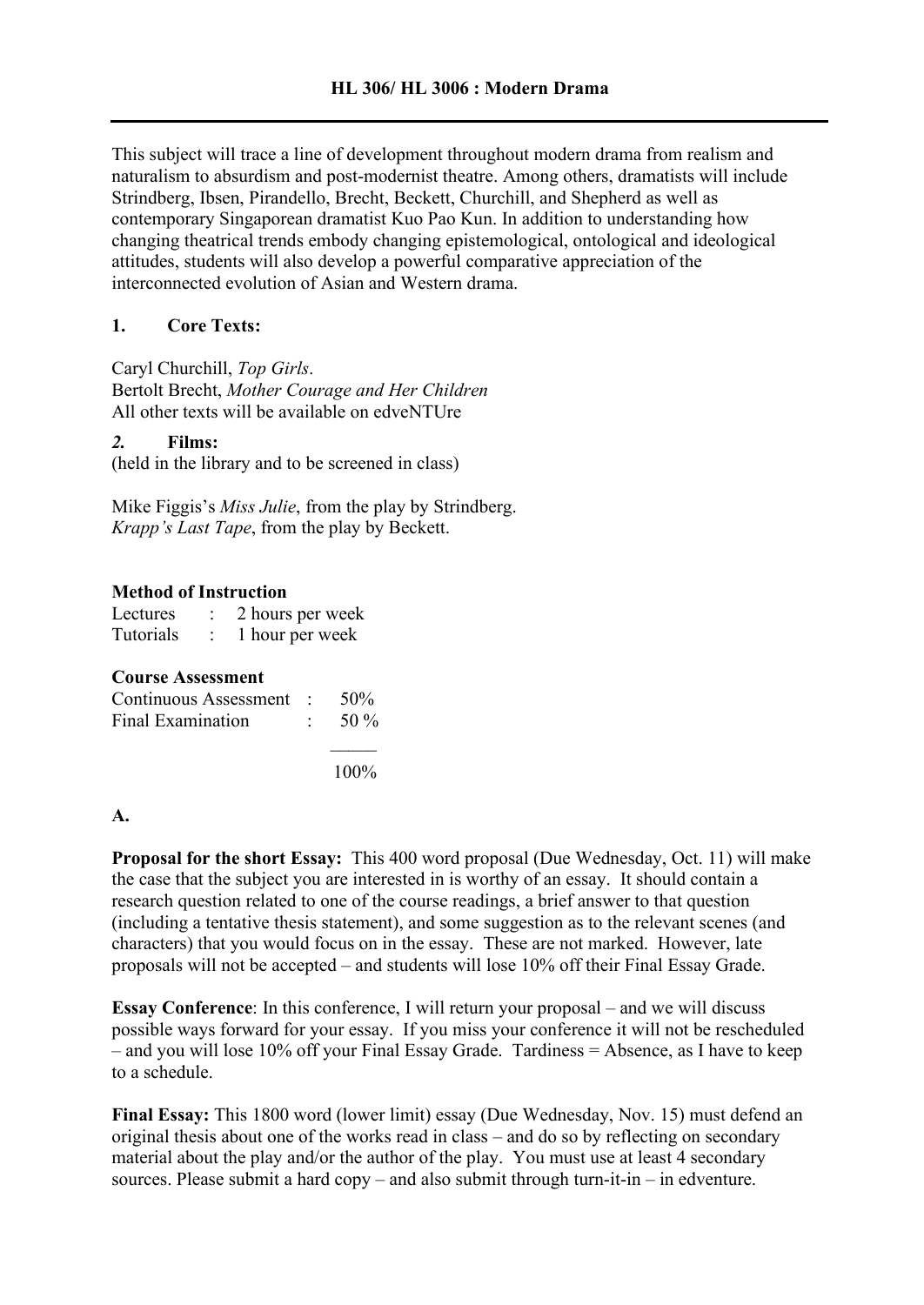# HL 306/ HL 3006 : Modern Drama

---

This subject will trace a line of development throughout modern drama from realism and naturalism to absurdism and post-modernist theatre. Among others, dramatists will include Strindberg, Ibsen, Pirandello, Brecht, Beckett, Churchill, and Shepherd as well as contemporary Singaporean dramatist Kuo Pao Kun. In addition to understanding how changing theatrical trends embody changing epistemological, ontological and ideological attitudes, students will also develop a powerful comparative appreciation of the interconnected evolution of Asian and Western drama.

## 1. Core Texts:

Caryl Churchill, *Top Girls*.
Bertolt Brecht, *Mother Courage and Her Children*
All other texts will be available on edveNTUre

## *2.* Films:

(held in the library and to be screened in class)

Mike Figgis's *Miss Julie*, from the play by Strindberg.
*Krapp's Last Tape*, from the play by Beckett.

**Method of Instruction**

| | | |
|---|---|---|
| Lectures | : | 2 hours per week |
| Tutorials | : | 1 hour per week |

**Course Assessment**

| | | |
|---|---|---|
| Continuous Assessment | : | 50% |
| Final Examination | : | 50 % |
| | | 100% |

**A.**

**Proposal for the short Essay:** This 400 word proposal (Due Wednesday, Oct. 11) will make the case that the subject you are interested in is worthy of an essay. It should contain a research question related to one of the course readings, a brief answer to that question (including a tentative thesis statement), and some suggestion as to the relevant scenes (and characters) that you would focus on in the essay. These are not marked. However, late proposals will not be accepted – and students will lose 10% off their Final Essay Grade.

**Essay Conference**: In this conference, I will return your proposal – and we will discuss possible ways forward for your essay. If you miss your conference it will not be rescheduled – and you will lose 10% off your Final Essay Grade. Tardiness = Absence, as I have to keep to a schedule.

**Final Essay:** This 1800 word (lower limit) essay (Due Wednesday, Nov. 15) must defend an original thesis about one of the works read in class – and do so by reflecting on secondary material about the play and/or the author of the play. You must use at least 4 secondary sources. Please submit a hard copy – and also submit through turn-it-in – in edventure.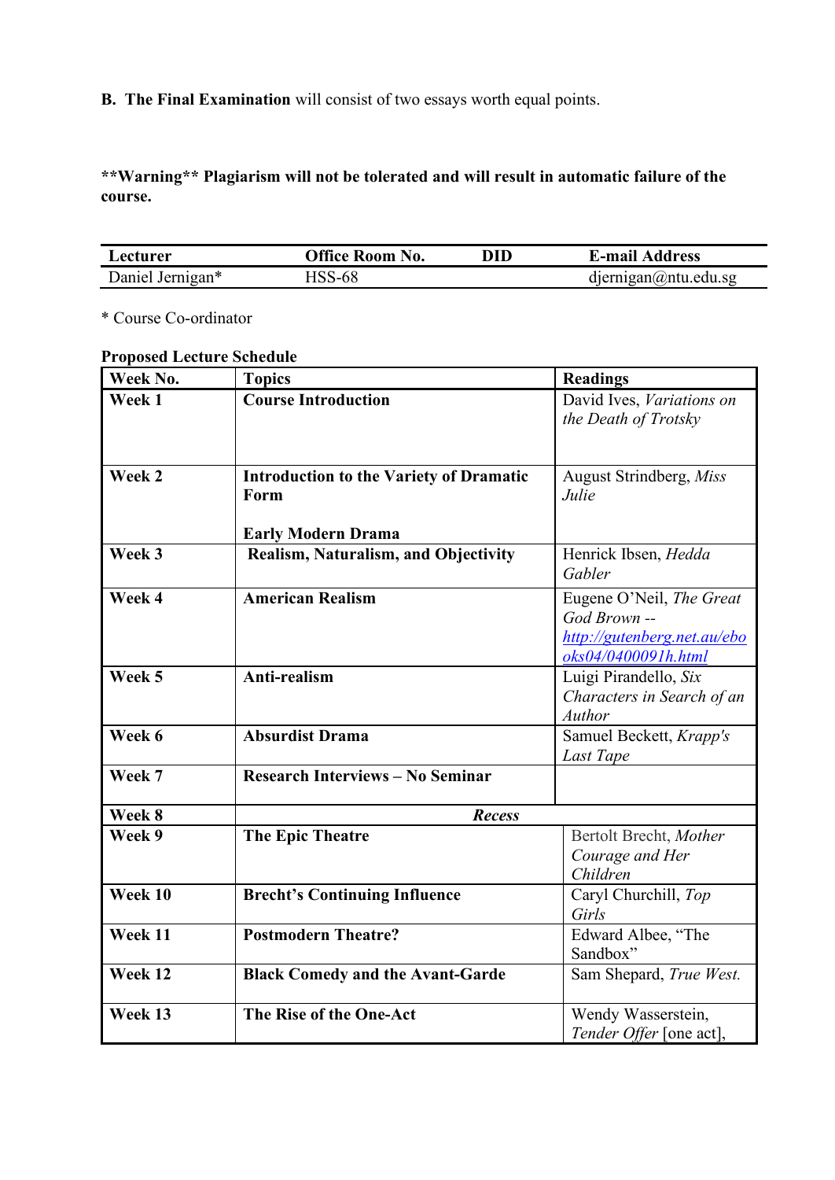**B. The Final Examination** will consist of two essays worth equal points.

**\*\*Warning\*\* Plagiarism will not be tolerated and will result in automatic failure of the course.**

| Lecturer | Office Room No. | DID | E-mail Address |
|---|---|---|---|
| Daniel Jernigan* | HSS-68 | | djernigan@ntu.edu.sg |

\* Course Co-ordinator

**Proposed Lecture Schedule**

| Week No. | Topics | Readings |
|---|---|---|
| **Week 1** | **Course Introduction** | David Ives, *Variations on the Death of Trotsky* |
| **Week 2** | **Introduction to the Variety of Dramatic Form**<br><br>**Early Modern Drama** | August Strindberg, *Miss Julie* |
| **Week 3** | **Realism, Naturalism, and Objectivity** | Henrick Ibsen, *Hedda Gabler* |
| **Week 4** | **American Realism** | Eugene O'Neil, *The Great God Brown* -- [http://gutenberg.net.au/ebooks04/0400091h.html](http://gutenberg.net.au/ebooks04/0400091h.html) |
| **Week 5** | **Anti-realism** | Luigi Pirandello, *Six Characters in Search of an Author* |
| **Week 6** | **Absurdist Drama** | Samuel Beckett, *Krapp's Last Tape* |
| **Week 7** | **Research Interviews – No Seminar** | |
| **Week 8** | ***Recess*** | |
| **Week 9** | **The Epic Theatre** | Bertolt Brecht, *Mother Courage and Her Children* |
| **Week 10** | **Brecht's Continuing Influence** | Caryl Churchill, *Top Girls* |
| **Week 11** | **Postmodern Theatre?** | Edward Albee, "The Sandbox" |
| **Week 12** | **Black Comedy and the Avant-Garde** | Sam Shepard, *True West.* |
| **Week 13** | **The Rise of the One-Act** | Wendy Wasserstein, *Tender Offer* [one act], |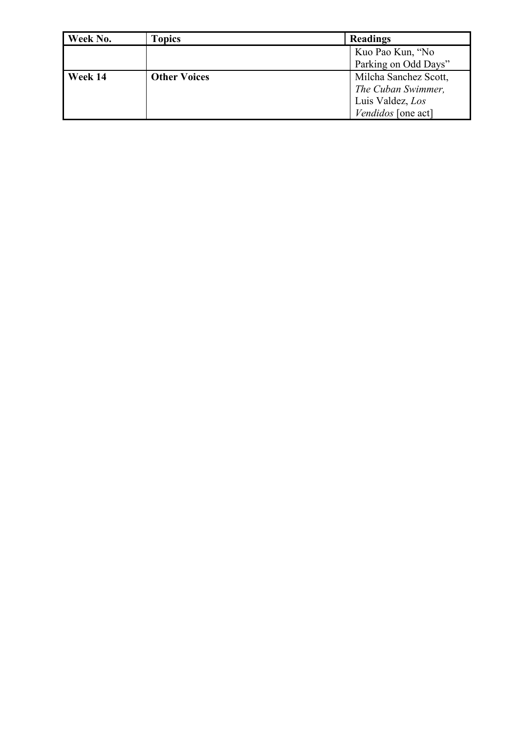| Week No. | Topics | Readings |
|---|---|---|
| | | Kuo Pao Kun, “No Parking on Odd Days” |
| **Week 14** | **Other Voices** | Milcha Sanchez Scott, *The Cuban Swimmer,* Luis Valdez, *Los Vendidos* [one act] |